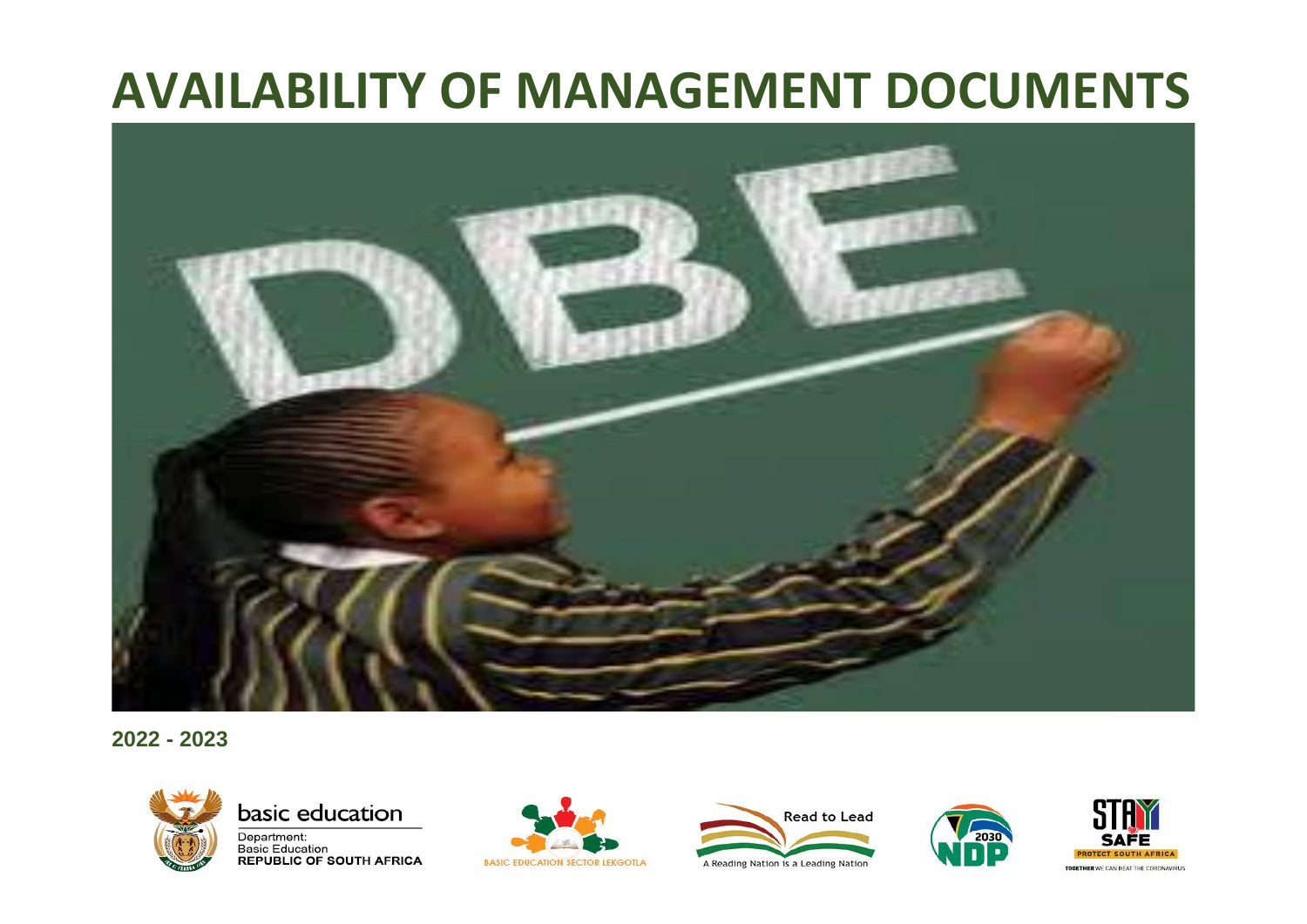# AVAILABILITY OF MANAGEMENT DOCUMENTS

**2022 - 2023**

basic education

Department:
Basic Education
**REPUBLIC OF SOUTH AFRICA**

BASIC EDUCATION SECTOR LEKGOTLA

Read to Lead

A Reading Nation is a Leading Nation

2030 NDP

STAY SAFE

PROTECT SOUTH AFRICA

TOGETHER WE CAN BEAT THE CORONAVIRUS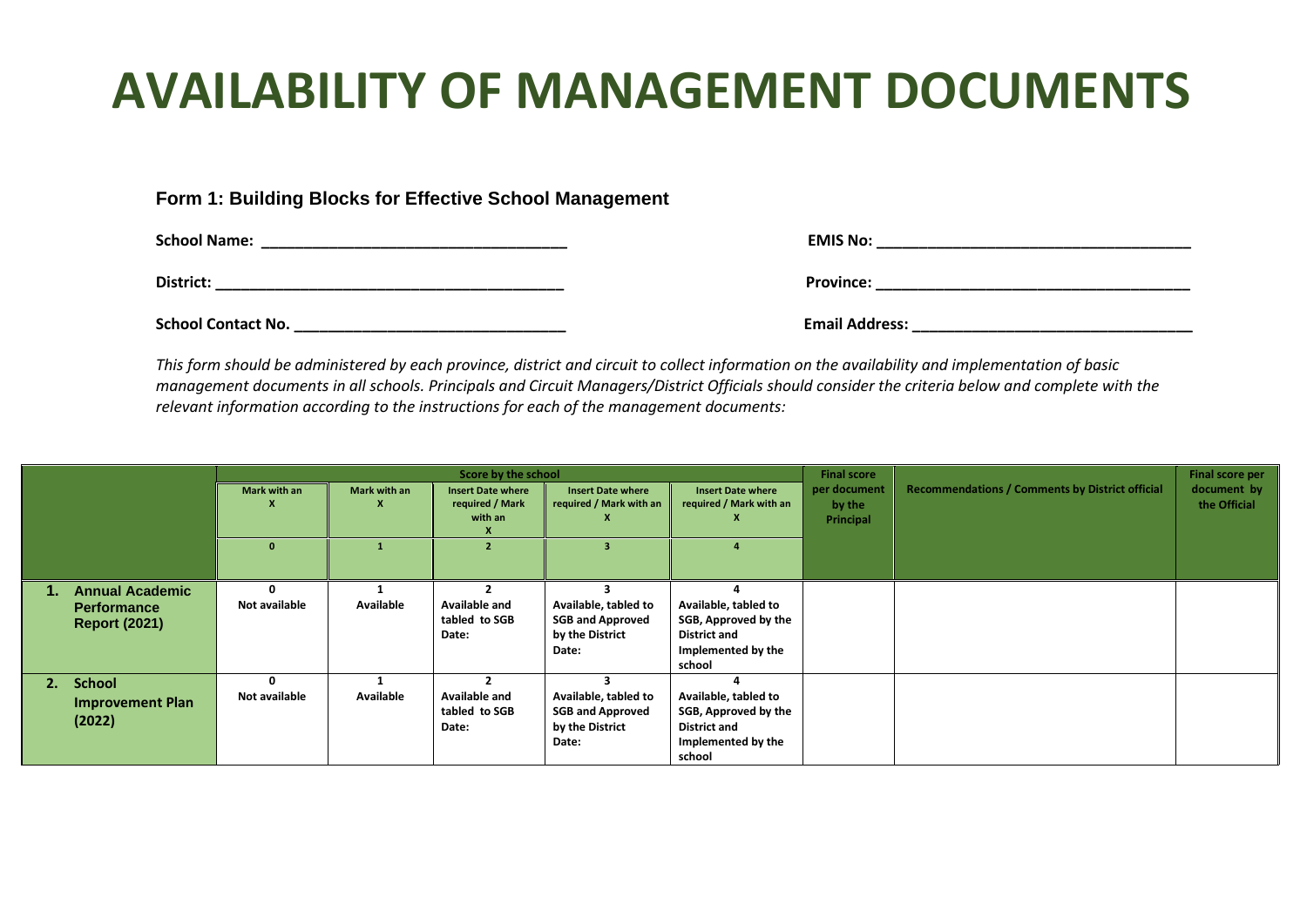# AVAILABILITY OF MANAGEMENT DOCUMENTS

### Form 1: Building Blocks for Effective School Management

**School Name:** ____________________________________ **EMIS No:** ______________________________________

**District:** __________________________________________ **Province:** ______________________________________

**School Contact No.** ________________________________ **Email Address:** _________________________________

*This form should be administered by each province, district and circuit to collect information on the availability and implementation of basic management documents in all schools. Principals and Circuit Managers/District Officials should consider the criteria below and complete with the relevant information according to the instructions for each of the management documents:*

| | Score by the school | | | | | Final score per document by the Principal | Recommendations / Comments by District official | Final score per document by the Official |
|---|---|---|---|---|---|---|---|---|
| | Mark with an X | Mark with an X | Insert Date where required / Mark with an X | Insert Date where required / Mark with an X | Insert Date where required / Mark with an X | | | |
| | 0 | 1 | 2 | 3 | 4 | | | |
| **1. Annual Academic Performance Report (2021)** | **0** **Not available** | **1** **Available** | **2** **Available and tabled to SGB Date:** | **3** **Available, tabled to SGB and Approved by the District Date:** | **4** **Available, tabled to SGB, Approved by the District and Implemented by the school** | | | |
| **2. School Improvement Plan (2022)** | **0** **Not available** | **1** **Available** | **2** **Available and tabled to SGB Date:** | **3** **Available, tabled to SGB and Approved by the District Date:** | **4** **Available, tabled to SGB, Approved by the District and Implemented by the school** | | | |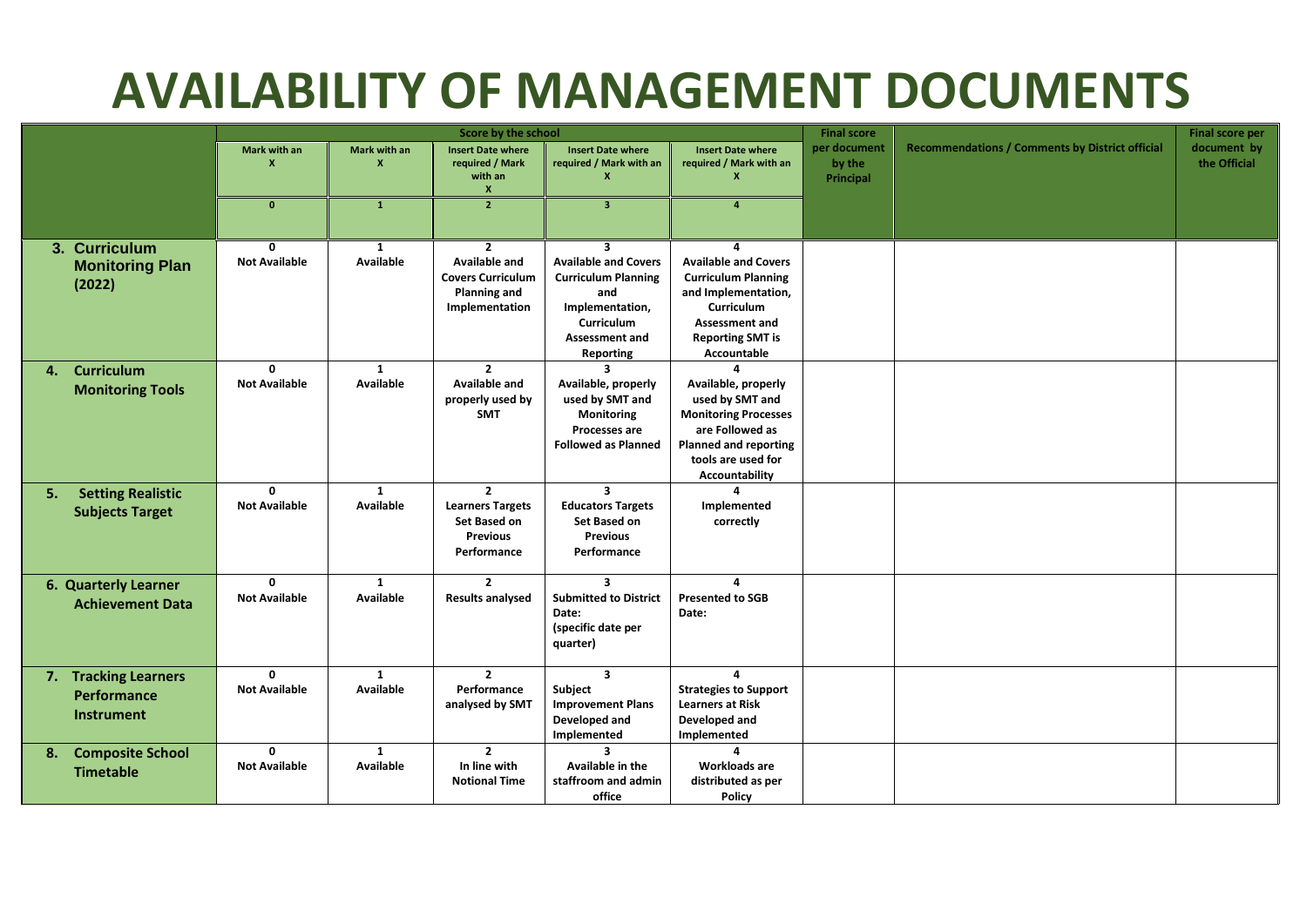# AVAILABILITY OF MANAGEMENT DOCUMENTS

| | Score by the school | | | | | Final score per document by the Principal | Recommendations / Comments by District official | Final score per document by the Official |
|---|---|---|---|---|---|---|---|---|
| | Mark with an X | Mark with an X | Insert Date where required / Mark with an X | Insert Date where required / Mark with an X | Insert Date where required / Mark with an X | | | |
| | 0 | 1 | 2 | 3 | 4 | | | |
| **3. Curriculum Monitoring Plan (2022)** | 0 Not Available | 1 Available | 2 Available and Covers Curriculum Planning and Implementation | 3 Available and Covers Curriculum Planning and Implementation, Curriculum Assessment and Reporting | 4 Available and Covers Curriculum Planning and Implementation, Curriculum Assessment and Reporting SMT is Accountable | | | |
| **4. Curriculum Monitoring Tools** | 0 Not Available | 1 Available | 2 Available and properly used by SMT | 3 Available, properly used by SMT and Monitoring Processes are Followed as Planned | 4 Available, properly used by SMT and Monitoring Processes are Followed as Planned and reporting tools are used for Accountability | | | |
| **5. Setting Realistic Subjects Target** | 0 Not Available | 1 Available | 2 Learners Targets Set Based on Previous Performance | 3 Educators Targets Set Based on Previous Performance | 4 Implemented correctly | | | |
| **6. Quarterly Learner Achievement Data** | 0 Not Available | 1 Available | 2 Results analysed | 3 Submitted to District Date: (specific date per quarter) | 4 Presented to SGB Date: | | | |
| **7. Tracking Learners Performance Instrument** | 0 Not Available | 1 Available | 2 Performance analysed by SMT | 3 Subject Improvement Plans Developed and Implemented | 4 Strategies to Support Learners at Risk Developed and Implemented | | | |
| **8. Composite School Timetable** | 0 Not Available | 1 Available | 2 In line with Notional Time | 3 Available in the staffroom and admin office | 4 Workloads are distributed as per Policy | | | |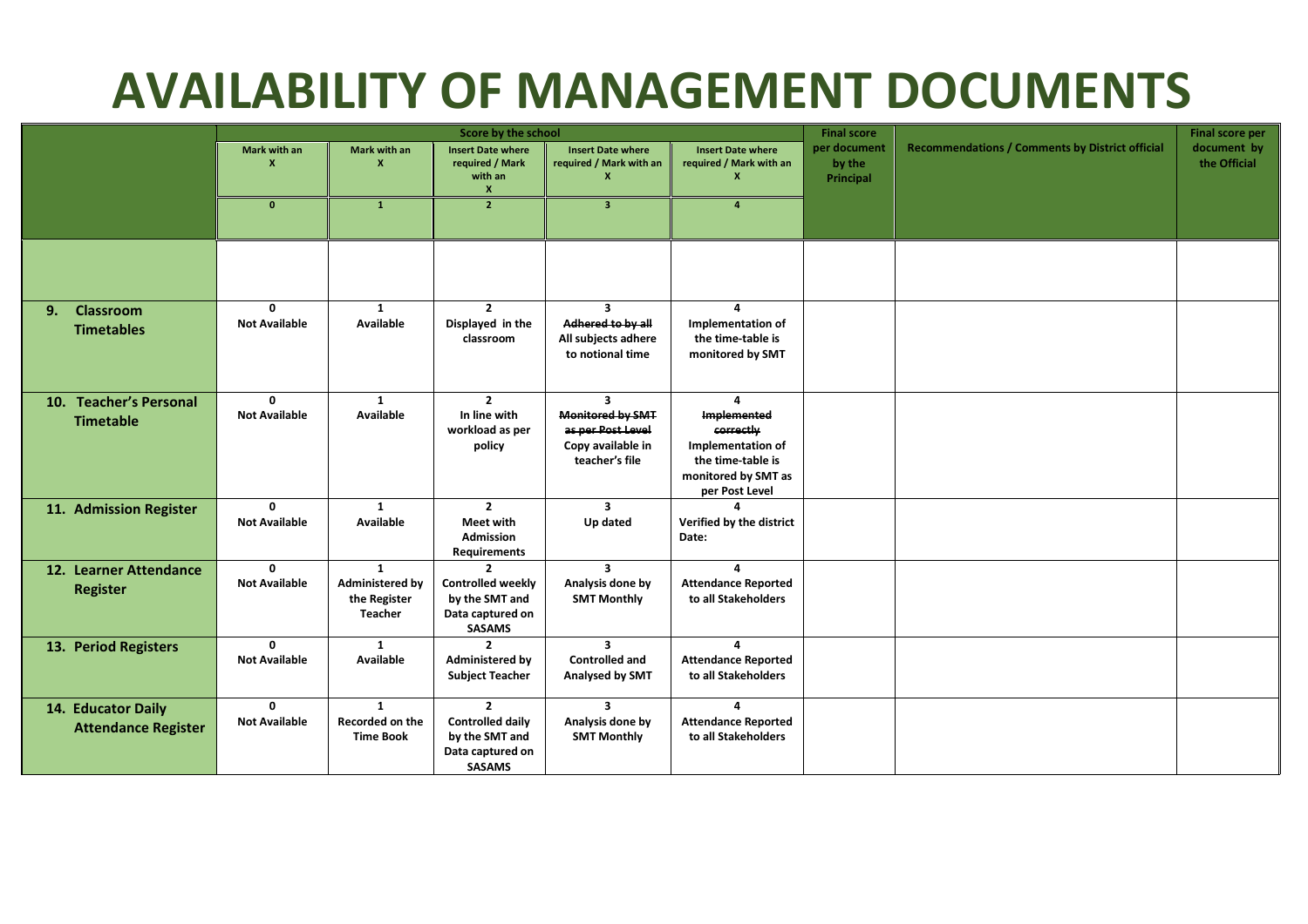# AVAILABILITY OF MANAGEMENT DOCUMENTS

| | Score by the school | | | | | Final score per document by the Principal | Recommendations / Comments by District official | Final score per document by the Official |
|---|---|---|---|---|---|---|---|---|
| | Mark with an X | Mark with an X | Insert Date where required / Mark with an X | Insert Date where required / Mark with an X | Insert Date where required / Mark with an X | | | |
| | 0 | 1 | 2 | 3 | 4 | | | |
| | | | | | | | | |
| **9. Classroom Timetables** | 0 Not Available | 1 Available | 2 Displayed in the classroom | 3 ~~Adhered to by all~~ All subjects adhere to notional time | 4 Implementation of the time-table is monitored by SMT | | | |
| **10. Teacher's Personal Timetable** | 0 Not Available | 1 Available | 2 In line with workload as per policy | 3 ~~Monitored by SMT as per Post Level~~ Copy available in teacher's file | 4 ~~Implemented correctly~~ Implementation of the time-table is monitored by SMT as per Post Level | | | |
| **11. Admission Register** | 0 Not Available | 1 Available | 2 Meet with Admission Requirements | 3 Up dated | 4 Verified by the district Date: | | | |
| **12. Learner Attendance Register** | 0 Not Available | 1 Administered by the Register Teacher | 2 Controlled weekly by the SMT and Data captured on SASAMS | 3 Analysis done by SMT Monthly | 4 Attendance Reported to all Stakeholders | | | |
| **13. Period Registers** | 0 Not Available | 1 Available | 2 Administered by Subject Teacher | 3 Controlled and Analysed by SMT | 4 Attendance Reported to all Stakeholders | | | |
| **14. Educator Daily Attendance Register** | 0 Not Available | 1 Recorded on the Time Book | 2 Controlled daily by the SMT and Data captured on SASAMS | 3 Analysis done by SMT Monthly | 4 Attendance Reported to all Stakeholders | | | |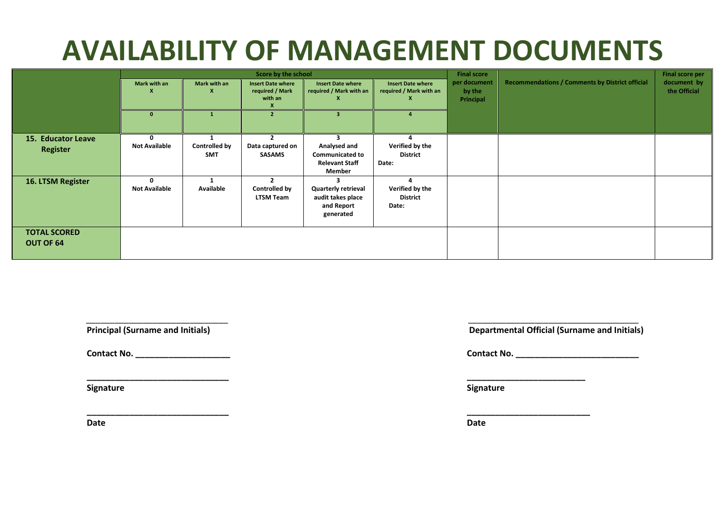# AVAILABILITY OF MANAGEMENT DOCUMENTS

| | Score by the school | | | | | Final score per document by the Principal | Recommendations / Comments by District official | Final score per document by the Official |
|---|---|---|---|---|---|---|---|---|
| | Mark with an X | Mark with an X | Insert Date where required / Mark with an X | Insert Date where required / Mark with an X | Insert Date where required / Mark with an X | | | |
| | 0 | 1 | 2 | 3 | 4 | | | |
| **15. Educator Leave Register** | **0** **Not Available** | **1** **Controlled by SMT** | **2** **Data captured on SASAMS** | **3** **Analysed and Communicated to Relevant Staff Member** | **4** **Verified by the District** **Date:** | | | |
| **16. LTSM Register** | **0** **Not Available** | **1** **Available** | **2** **Controlled by LTSM Team** | **3** **Quarterly retrieval audit takes place and Report generated** | **4** **Verified by the District** **Date:** | | | |
| **TOTAL SCORED OUT OF 64** | | | | | | | | |

______________________________
**Principal (Surname and Initials)**

**Contact No. ____________________**

______________________________
**Signature**

______________________________
**Date**

______________________________________
**Departmental Official (Surname and Initials)**

**Contact No. __________________________**

_________________________
**Signature**

__________________________
**Date**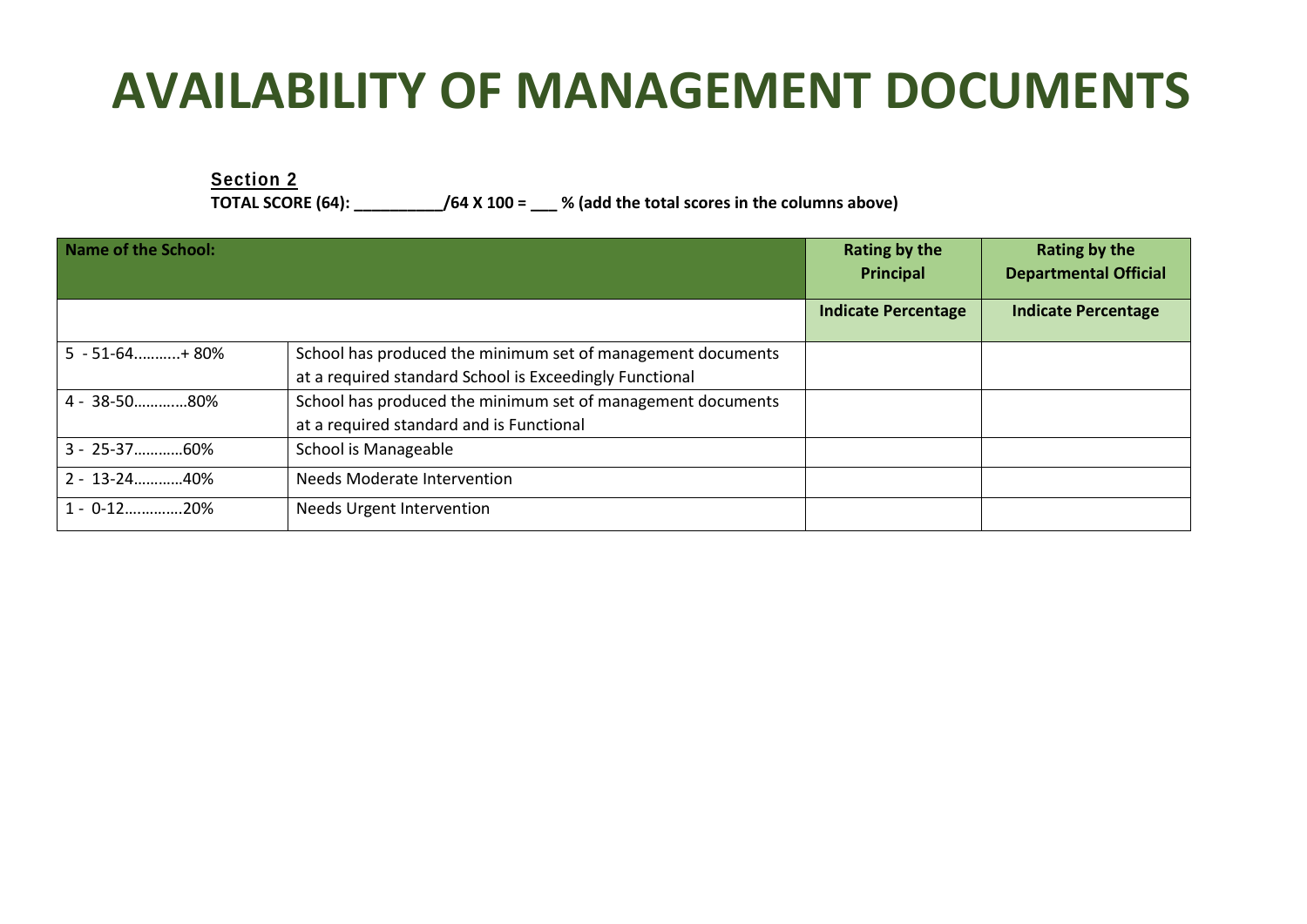# AVAILABILITY OF MANAGEMENT DOCUMENTS

**Section 2**

**TOTAL SCORE (64): __________/64 X 100 = ___ % (add the total scores in the columns above)**

| Name of the School: | | Rating by the Principal | Rating by the Departmental Official |
|---|---|---|---|
| | | Indicate Percentage | Indicate Percentage |
| 5 - 51-64...........+ 80% | School has produced the minimum set of management documents at a required standard School is Exceedingly Functional | | |
| 4 - 38-50.............80% | School has produced the minimum set of management documents at a required standard and is Functional | | |
| 3 - 25-37............60% | School is Manageable | | |
| 2 - 13-24............40% | Needs Moderate Intervention | | |
| 1 - 0-12..............20% | Needs Urgent Intervention | | |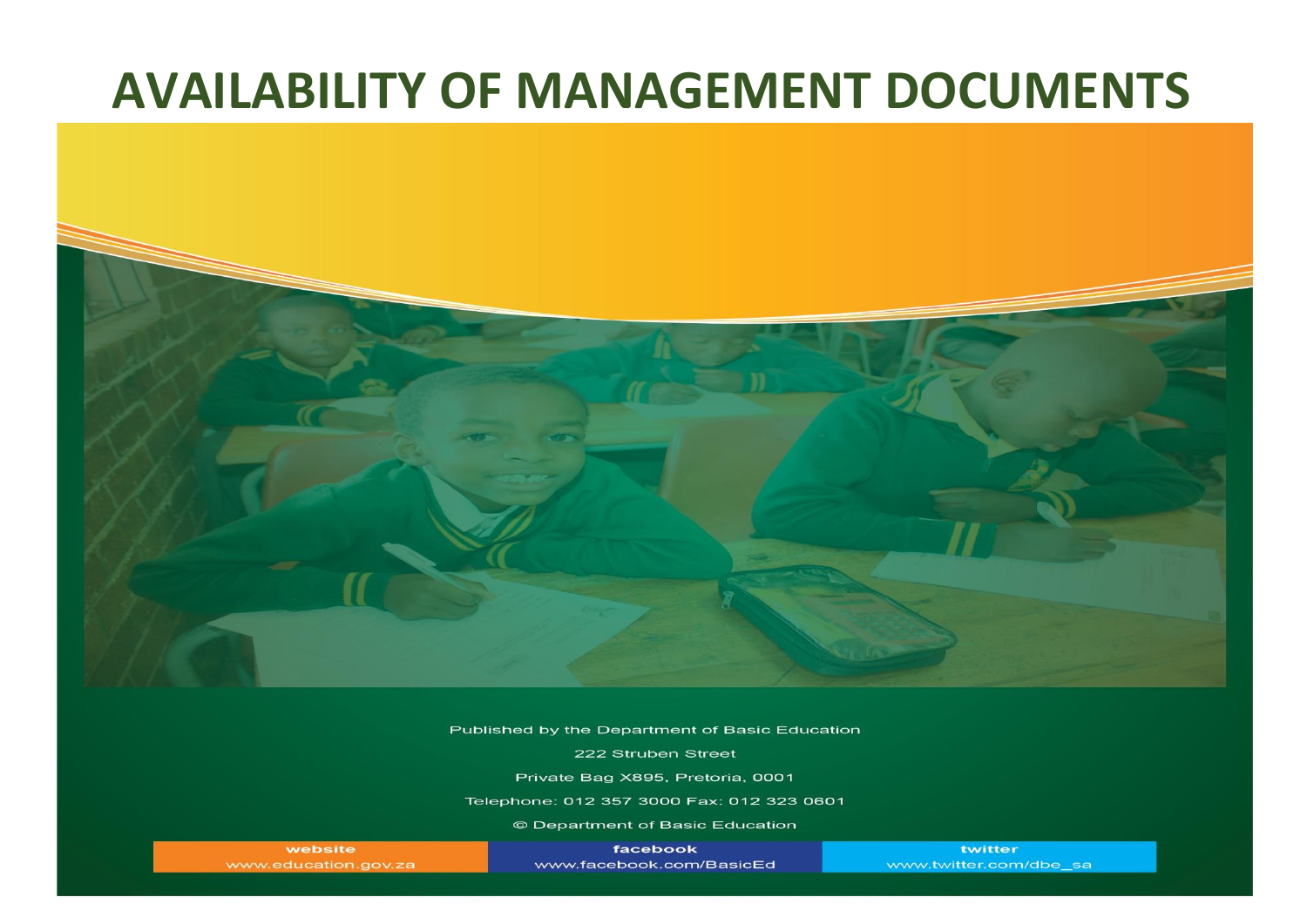# AVAILABILITY OF MANAGEMENT DOCUMENTS

Published by the Department of Basic Education

222 Struben Street

Private Bag X895, Pretoria, 0001

Telephone: 012 357 3000 Fax: 012 323 0601

© Department of Basic Education

| website | facebook | twitter |
|---|---|---|
| www.education.gov.za | www.facebook.com/BasicEd | www.twitter.com/dbe_sa |